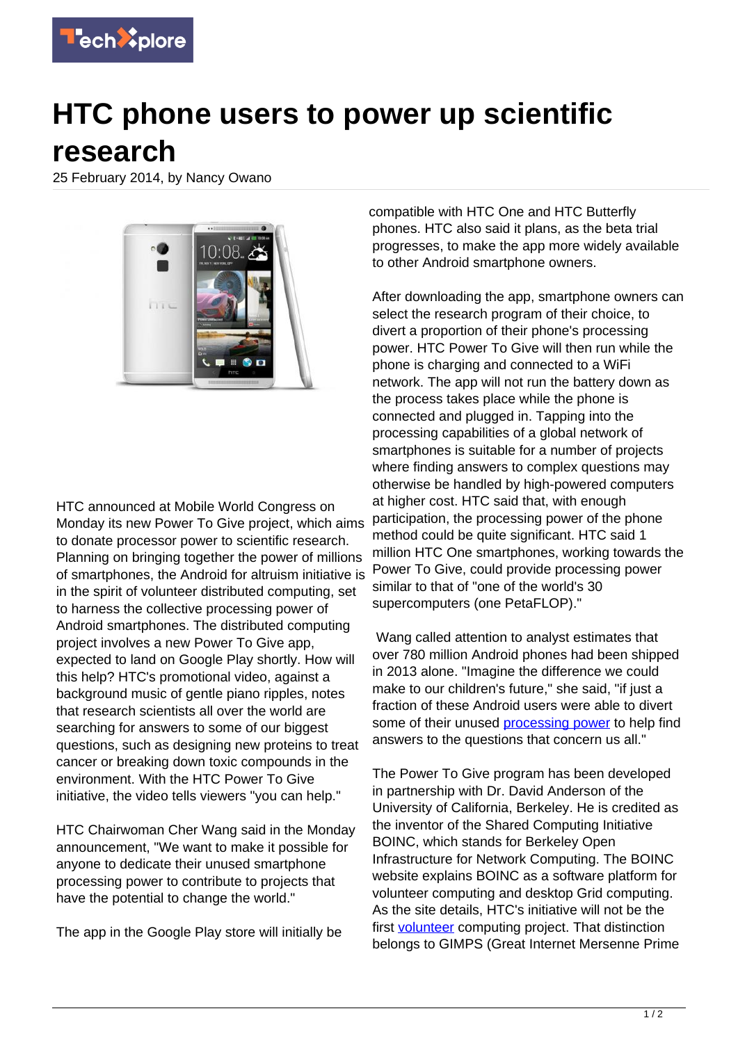# HTC phone users to power up scientific research

25 February 2014, by Nancy Owano

HTC announced at Mobile World Congress on Monday its new Power To Give project, which aims to donate processor power to scientific research. Planning on bringing together the power of millions of smartphones, the Android for altruism initiative is in the spirit of volunteer distributed computing, set to harness the collective processing power of Android smartphones. The distributed computing project involves a new Power To Give app, expected to land on Google Play shortly. How will this help? HTC's promotional video, against a background music of gentle piano ripples, notes that research scientists all over the world are searching for answers to some of our biggest questions, such as designing new proteins to treat cancer or breaking down toxic compounds in the environment. With the HTC Power To Give initiative, the video tells viewers "you can help."

HTC Chairwoman Cher Wang said in the Monday announcement, "We want to make it possible for anyone to dedicate their unused smartphone processing power to contribute to projects that have the potential to change the world."

The app in the Google Play store will initially be compatible with HTC One and HTC Butterfly phones. HTC also said it plans, as the beta trial progresses, to make the app more widely available to other Android smartphone owners.

After downloading the app, smartphone owners can select the research program of their choice, to divert a proportion of their phone's processing power. HTC Power To Give will then run while the phone is charging and connected to a WiFi network. The app will not run the battery down as the process takes place while the phone is connected and plugged in. Tapping into the processing capabilities of a global network of smartphones is suitable for a number of projects where finding answers to complex questions may otherwise be handled by high-powered computers at higher cost. HTC said that, with enough participation, the processing power of the phone method could be quite significant. HTC said 1 million HTC One smartphones, working towards the Power To Give, could provide processing power similar to that of "one of the world's 30 supercomputers (one PetaFLOP)."

Wang called attention to analyst estimates that over 780 million Android phones had been shipped in 2013 alone. "Imagine the difference we could make to our children's future," she said, "if just a fraction of these Android users were able to divert some of their unused processing power to help find answers to the questions that concern us all."

The Power To Give program has been developed in partnership with Dr. David Anderson of the University of California, Berkeley. He is credited as the inventor of the Shared Computing Initiative BOINC, which stands for Berkeley Open Infrastructure for Network Computing. The BOINC website explains BOINC as a software platform for volunteer computing and desktop Grid computing. As the site details, HTC's initiative will not be the first volunteer computing project. That distinction belongs to GIMPS (Great Internet Mersenne Prime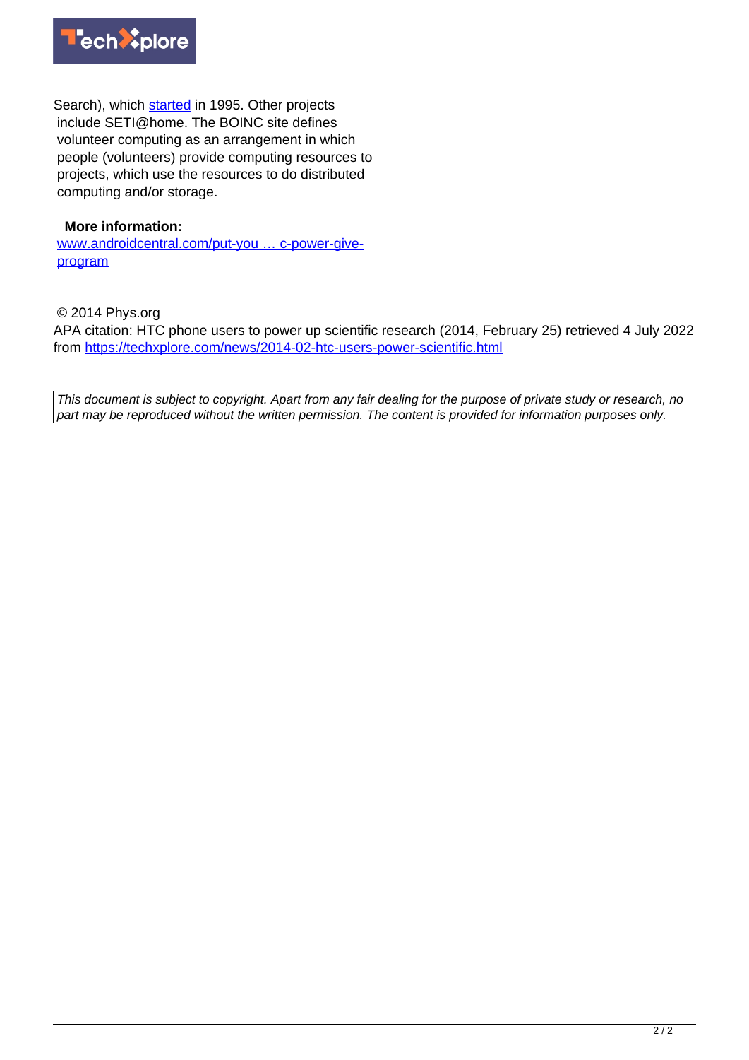Search), which started in 1995. Other projects include SETI@home. The BOINC site defines volunteer computing as an arrangement in which people (volunteers) provide computing resources to projects, which use the resources to do distributed computing and/or storage.

**More information:** www.androidcentral.com/put-you … c-power-give-program

© 2014 Phys.org

APA citation: HTC phone users to power up scientific research (2014, February 25) retrieved 4 July 2022 from https://techxplore.com/news/2014-02-htc-users-power-scientific.html

*This document is subject to copyright. Apart from any fair dealing for the purpose of private study or research, no part may be reproduced without the written permission. The content is provided for information purposes only.*